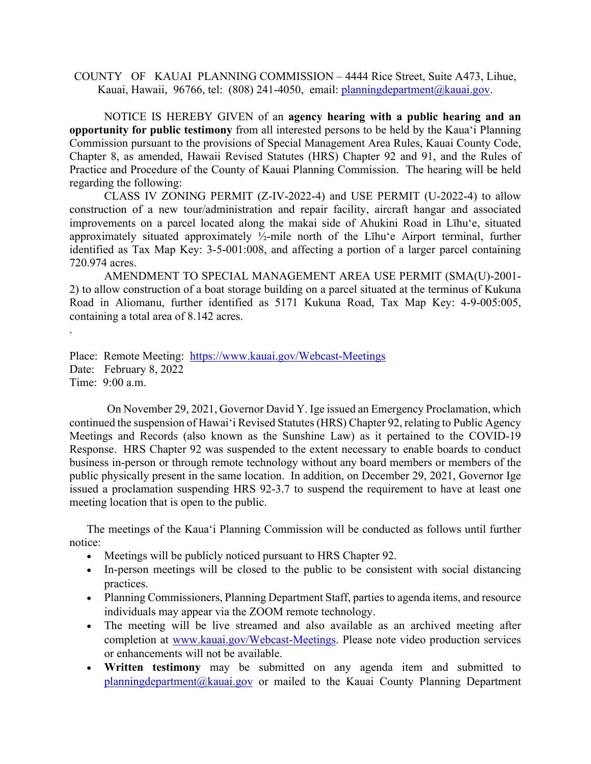COUNTY OF KAUAI PLANNING COMMISSION – 4444 Rice Street, Suite A473, Lihue, Kauai, Hawaii, 96766, tel: (808) 241-4050, email: planningdepartment@kauai.gov.

NOTICE IS HEREBY GIVEN of an **agency hearing with a public hearing and an opportunity for public testimony** from all interested persons to be held by the Kauaʻi Planning Commission pursuant to the provisions of Special Management Area Rules, Kauai County Code, Chapter 8, as amended, Hawaii Revised Statutes (HRS) Chapter 92 and 91, and the Rules of Practice and Procedure of the County of Kauai Planning Commission. The hearing will be held regarding the following:

CLASS IV ZONING PERMIT (Z-IV-2022-4) and USE PERMIT (U-2022-4) to allow construction of a new tour/administration and repair facility, aircraft hangar and associated improvements on a parcel located along the makai side of Ahukini Road in Līhuʻe, situated approximately situated approximately ½-mile north of the Līhuʻe Airport terminal, further identified as Tax Map Key: 3-5-001:008, and affecting a portion of a larger parcel containing 720.974 acres.

AMENDMENT TO SPECIAL MANAGEMENT AREA USE PERMIT (SMA(U)-2001-2) to allow construction of a boat storage building on a parcel situated at the terminus of Kukuna Road in Aliomanu, further identified as 5171 Kukuna Road, Tax Map Key: 4-9-005:005, containing a total area of 8.142 acres.

.

Place: Remote Meeting: https://www.kauai.gov/Webcast-Meetings
Date: February 8, 2022
Time: 9:00 a.m.

On November 29, 2021, Governor David Y. Ige issued an Emergency Proclamation, which continued the suspension of Hawaiʻi Revised Statutes (HRS) Chapter 92, relating to Public Agency Meetings and Records (also known as the Sunshine Law) as it pertained to the COVID-19 Response. HRS Chapter 92 was suspended to the extent necessary to enable boards to conduct business in-person or through remote technology without any board members or members of the public physically present in the same location. In addition, on December 29, 2021, Governor Ige issued a proclamation suspending HRS 92-3.7 to suspend the requirement to have at least one meeting location that is open to the public.

The meetings of the Kauaʻi Planning Commission will be conducted as follows until further notice:

- Meetings will be publicly noticed pursuant to HRS Chapter 92.
- In-person meetings will be closed to the public to be consistent with social distancing practices.
- Planning Commissioners, Planning Department Staff, parties to agenda items, and resource individuals may appear via the ZOOM remote technology.
- The meeting will be live streamed and also available as an archived meeting after completion at www.kauai.gov/Webcast-Meetings. Please note video production services or enhancements will not be available.
- **Written testimony** may be submitted on any agenda item and submitted to planningdepartment@kauai.gov or mailed to the Kauai County Planning Department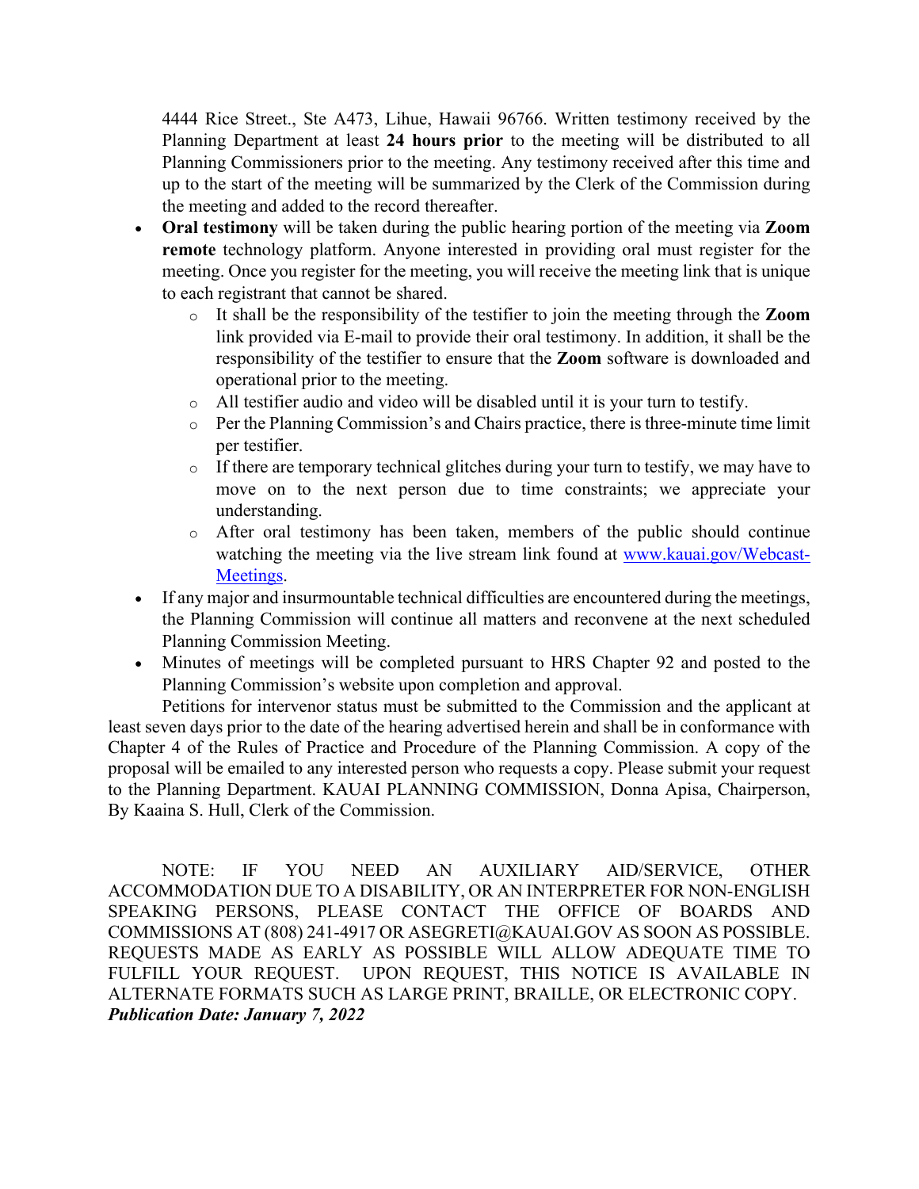4444 Rice Street., Ste A473, Lihue, Hawaii 96766. Written testimony received by the Planning Department at least **24 hours prior** to the meeting will be distributed to all Planning Commissioners prior to the meeting. Any testimony received after this time and up to the start of the meeting will be summarized by the Clerk of the Commission during the meeting and added to the record thereafter.

- **Oral testimony** will be taken during the public hearing portion of the meeting via **Zoom remote** technology platform. Anyone interested in providing oral must register for the meeting. Once you register for the meeting, you will receive the meeting link that is unique to each registrant that cannot be shared.
  - It shall be the responsibility of the testifier to join the meeting through the **Zoom** link provided via E-mail to provide their oral testimony. In addition, it shall be the responsibility of the testifier to ensure that the **Zoom** software is downloaded and operational prior to the meeting.
  - All testifier audio and video will be disabled until it is your turn to testify.
  - Per the Planning Commission's and Chairs practice, there is three-minute time limit per testifier.
  - If there are temporary technical glitches during your turn to testify, we may have to move on to the next person due to time constraints; we appreciate your understanding.
  - After oral testimony has been taken, members of the public should continue watching the meeting via the live stream link found at [www.kauai.gov/Webcast-Meetings](www.kauai.gov/Webcast-Meetings).
- If any major and insurmountable technical difficulties are encountered during the meetings, the Planning Commission will continue all matters and reconvene at the next scheduled Planning Commission Meeting.
- Minutes of meetings will be completed pursuant to HRS Chapter 92 and posted to the Planning Commission's website upon completion and approval.

Petitions for intervenor status must be submitted to the Commission and the applicant at least seven days prior to the date of the hearing advertised herein and shall be in conformance with Chapter 4 of the Rules of Practice and Procedure of the Planning Commission. A copy of the proposal will be emailed to any interested person who requests a copy. Please submit your request to the Planning Department. KAUAI PLANNING COMMISSION, Donna Apisa, Chairperson, By Kaaina S. Hull, Clerk of the Commission.

NOTE: IF YOU NEED AN AUXILIARY AID/SERVICE, OTHER ACCOMMODATION DUE TO A DISABILITY, OR AN INTERPRETER FOR NON-ENGLISH SPEAKING PERSONS, PLEASE CONTACT THE OFFICE OF BOARDS AND COMMISSIONS AT (808) 241-4917 OR ASEGRETI@KAUAI.GOV AS SOON AS POSSIBLE. REQUESTS MADE AS EARLY AS POSSIBLE WILL ALLOW ADEQUATE TIME TO FULFILL YOUR REQUEST. UPON REQUEST, THIS NOTICE IS AVAILABLE IN ALTERNATE FORMATS SUCH AS LARGE PRINT, BRAILLE, OR ELECTRONIC COPY.

***Publication Date: January 7, 2022***